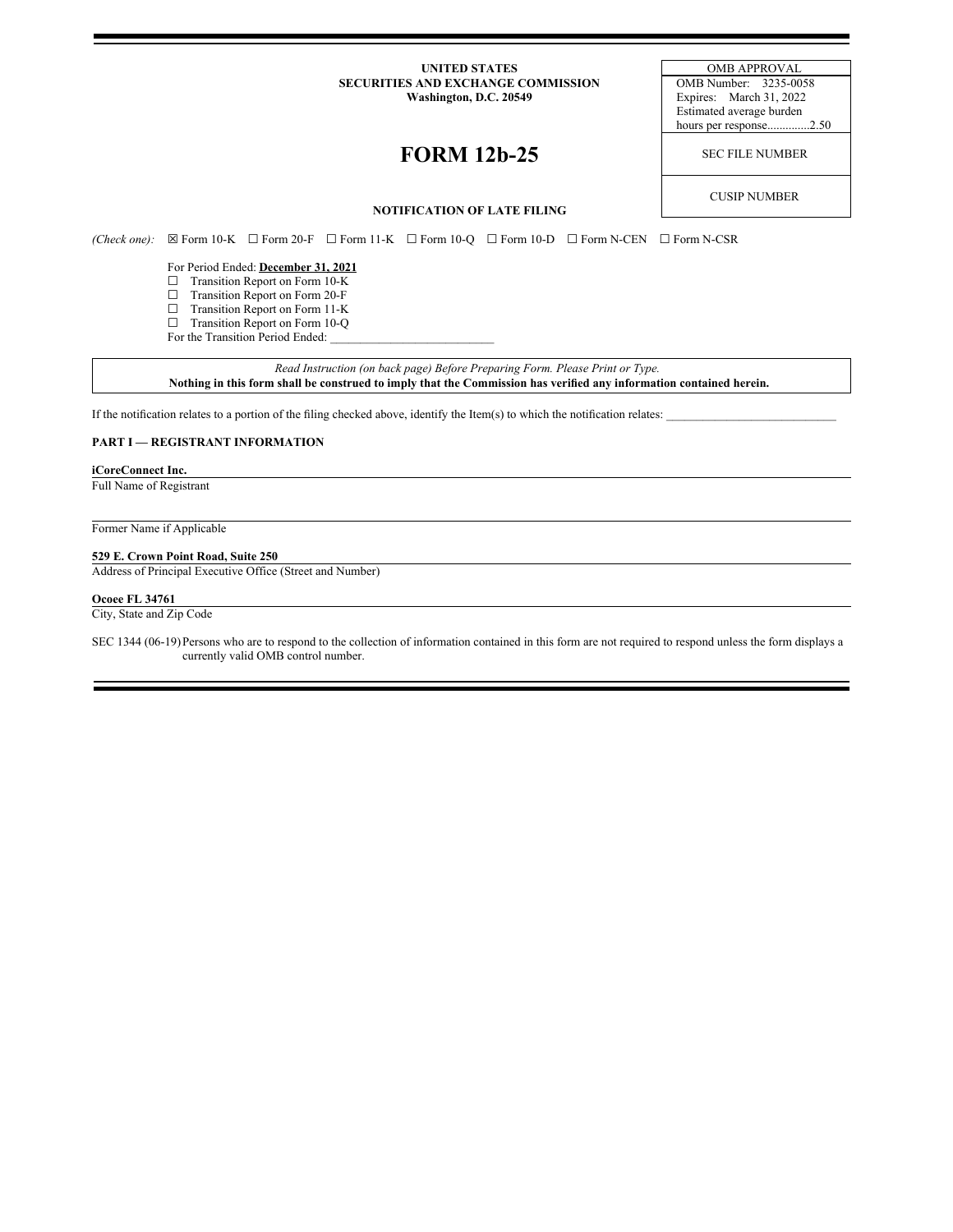**UNITED STATES**
**SECURITIES AND EXCHANGE COMMISSION**
**Washington, D.C. 20549**

| OMB APPROVAL |
|---|
| OMB Number: 3235-0058 |
| Expires: March 31, 2022 |
| Estimated average burden hours per response..............2.50 |
| SEC FILE NUMBER |
| CUSIP NUMBER |

# FORM 12b-25

**NOTIFICATION OF LATE FILING**

*(Check one):* ☒ Form 10-K ☐ Form 20-F ☐ Form 11-K ☐ Form 10-Q ☐ Form 10-D ☐ Form N-CEN ☐ Form N-CSR

For Period Ended: **December 31, 2021**
☐ Transition Report on Form 10-K
☐ Transition Report on Form 20-F
☐ Transition Report on Form 11-K
☐ Transition Report on Form 10-Q
For the Transition Period Ended: ___________________________

*Read Instruction (on back page) Before Preparing Form. Please Print or Type.*
**Nothing in this form shall be construed to imply that the Commission has verified any information contained herein.**

If the notification relates to a portion of the filing checked above, identify the Item(s) to which the notification relates: ____________________________

**PART I — REGISTRANT INFORMATION**

**iCoreConnect Inc.**
Full Name of Registrant

Former Name if Applicable

**529 E. Crown Point Road, Suite 250**
Address of Principal Executive Office (Street and Number)

**Ocoee FL 34761**
City, State and Zip Code

SEC 1344 (06-19) Persons who are to respond to the collection of information contained in this form are not required to respond unless the form displays a currently valid OMB control number.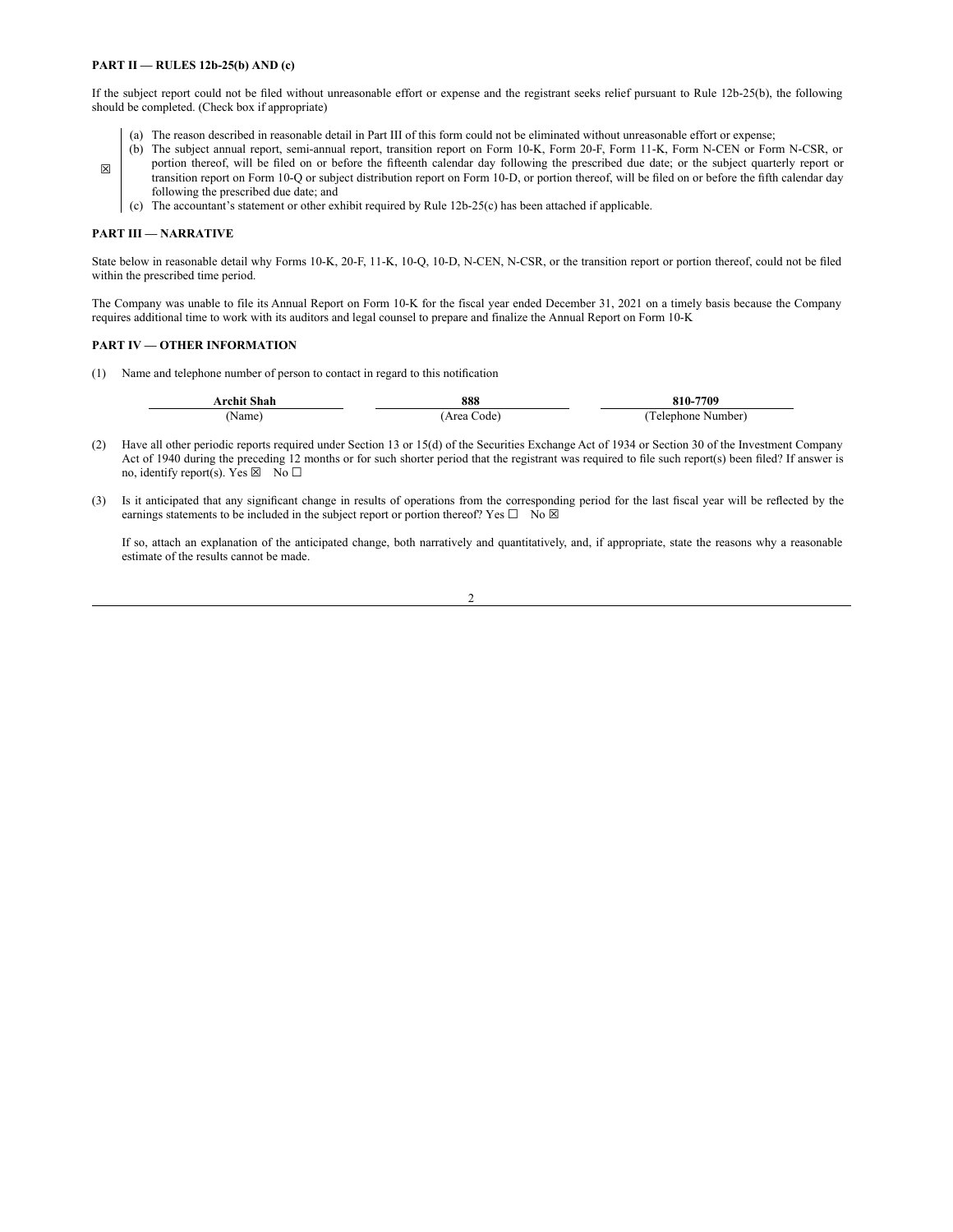**PART II — RULES 12b-25(b) AND (c)**

If the subject report could not be filed without unreasonable effort or expense and the registrant seeks relief pursuant to Rule 12b-25(b), the following should be completed. (Check box if appropriate)

☒

(a) The reason described in reasonable detail in Part III of this form could not be eliminated without unreasonable effort or expense;

(b) The subject annual report, semi-annual report, transition report on Form 10-K, Form 20-F, Form 11-K, Form N-CEN or Form N-CSR, or portion thereof, will be filed on or before the fifteenth calendar day following the prescribed due date; or the subject quarterly report or transition report on Form 10-Q or subject distribution report on Form 10-D, or portion thereof, will be filed on or before the fifth calendar day following the prescribed due date; and

(c) The accountant's statement or other exhibit required by Rule 12b-25(c) has been attached if applicable.

**PART III — NARRATIVE**

State below in reasonable detail why Forms 10-K, 20-F, 11-K, 10-Q, 10-D, N-CEN, N-CSR, or the transition report or portion thereof, could not be filed within the prescribed time period.

The Company was unable to file its Annual Report on Form 10-K for the fiscal year ended December 31, 2021 on a timely basis because the Company requires additional time to work with its auditors and legal counsel to prepare and finalize the Annual Report on Form 10-K

**PART IV — OTHER INFORMATION**

(1) Name and telephone number of person to contact in regard to this notification

| **Archit Shah** | **888** | **810-7709** |
|---|---|---|
| (Name) | (Area Code) | (Telephone Number) |

(2) Have all other periodic reports required under Section 13 or 15(d) of the Securities Exchange Act of 1934 or Section 30 of the Investment Company Act of 1940 during the preceding 12 months or for such shorter period that the registrant was required to file such report(s) been filed? If answer is no, identify report(s). Yes ☒ No ☐

(3) Is it anticipated that any significant change in results of operations from the corresponding period for the last fiscal year will be reflected by the earnings statements to be included in the subject report or portion thereof? Yes ☐ No ☒

If so, attach an explanation of the anticipated change, both narratively and quantitatively, and, if appropriate, state the reasons why a reasonable estimate of the results cannot be made.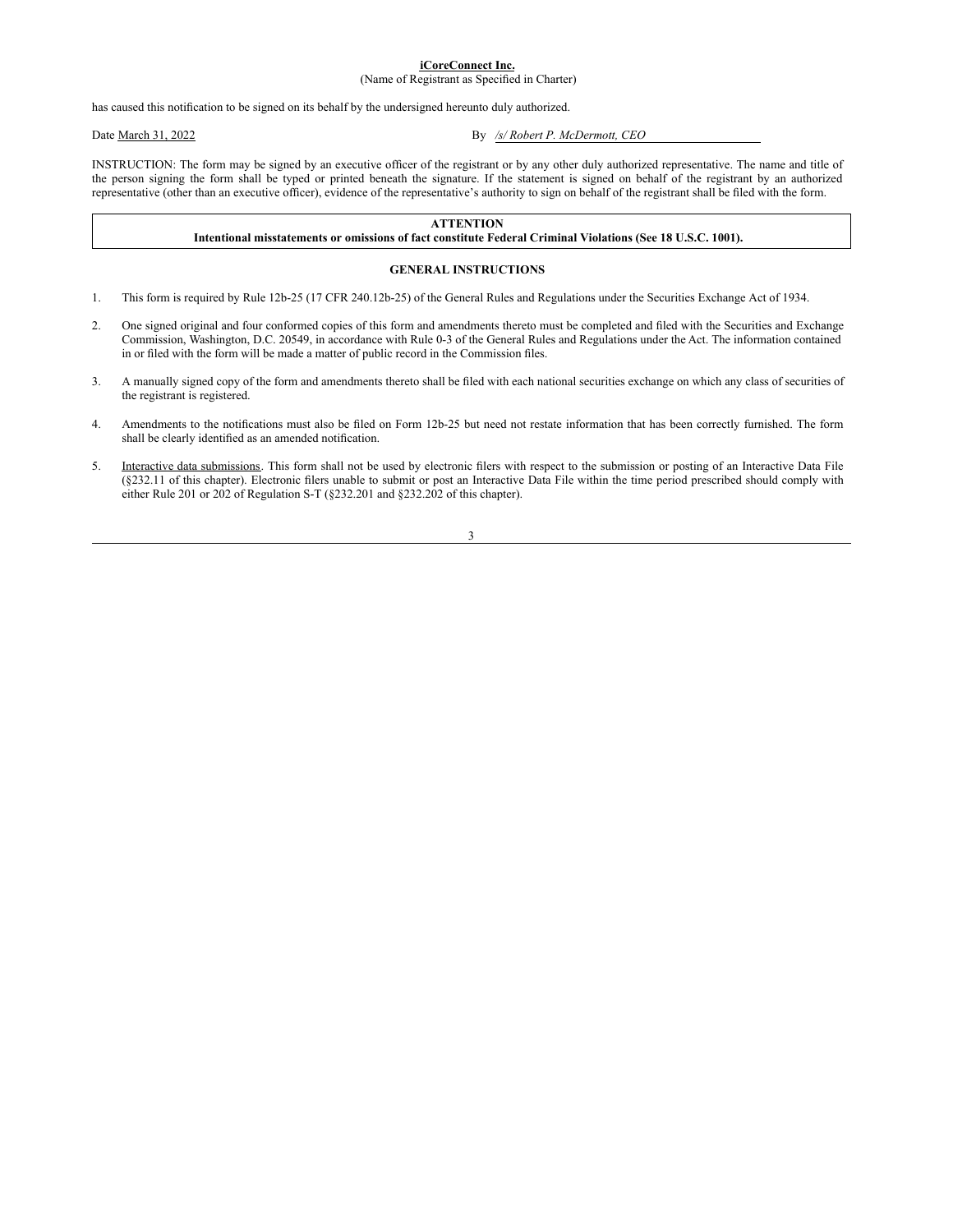**iCoreConnect Inc.**

(Name of Registrant as Specified in Charter)

has caused this notification to be signed on its behalf by the undersigned hereunto duly authorized.

Date March 31, 2022 By */s/ Robert P. McDermott, CEO*

INSTRUCTION: The form may be signed by an executive officer of the registrant or by any other duly authorized representative. The name and title of the person signing the form shall be typed or printed beneath the signature. If the statement is signed on behalf of the registrant by an authorized representative (other than an executive officer), evidence of the representative's authority to sign on behalf of the registrant shall be filed with the form.

**ATTENTION**

**Intentional misstatements or omissions of fact constitute Federal Criminal Violations (See 18 U.S.C. 1001).**

**GENERAL INSTRUCTIONS**

1. This form is required by Rule 12b-25 (17 CFR 240.12b-25) of the General Rules and Regulations under the Securities Exchange Act of 1934.
2. One signed original and four conformed copies of this form and amendments thereto must be completed and filed with the Securities and Exchange Commission, Washington, D.C. 20549, in accordance with Rule 0-3 of the General Rules and Regulations under the Act. The information contained in or filed with the form will be made a matter of public record in the Commission files.
3. A manually signed copy of the form and amendments thereto shall be filed with each national securities exchange on which any class of securities of the registrant is registered.
4. Amendments to the notifications must also be filed on Form 12b-25 but need not restate information that has been correctly furnished. The form shall be clearly identified as an amended notification.
5. Interactive data submissions. This form shall not be used by electronic filers with respect to the submission or posting of an Interactive Data File (§232.11 of this chapter). Electronic filers unable to submit or post an Interactive Data File within the time period prescribed should comply with either Rule 201 or 202 of Regulation S-T (§232.201 and §232.202 of this chapter).